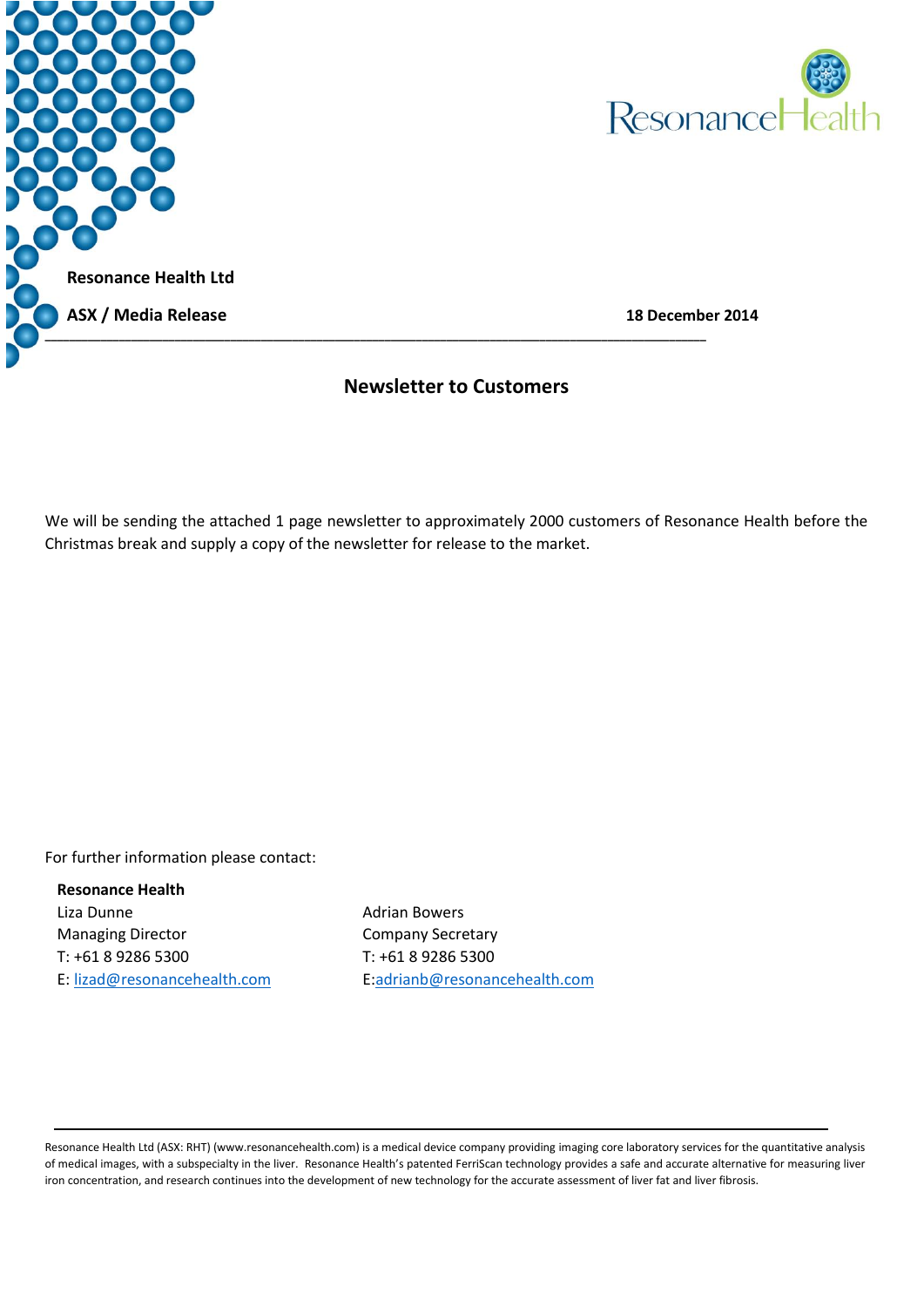**Resonance Health Ltd**

**ASX / Media Release** **18 December 2014**

## Newsletter to Customers

We will be sending the attached 1 page newsletter to approximately 2000 customers of Resonance Health before the Christmas break and supply a copy of the newsletter for release to the market.

For further information please contact:

**Resonance Health**

Liza Dunne
Managing Director
T: +61 8 9286 5300
E: lizad@resonancehealth.com

Adrian Bowers
Company Secretary
T: +61 8 9286 5300
E:adrianb@resonancehealth.com

Resonance Health Ltd (ASX: RHT) (www.resonancehealth.com) is a medical device company providing imaging core laboratory services for the quantitative analysis of medical images, with a subspecialty in the liver. Resonance Health's patented FerriScan technology provides a safe and accurate alternative for measuring liver iron concentration, and research continues into the development of new technology for the accurate assessment of liver fat and liver fibrosis.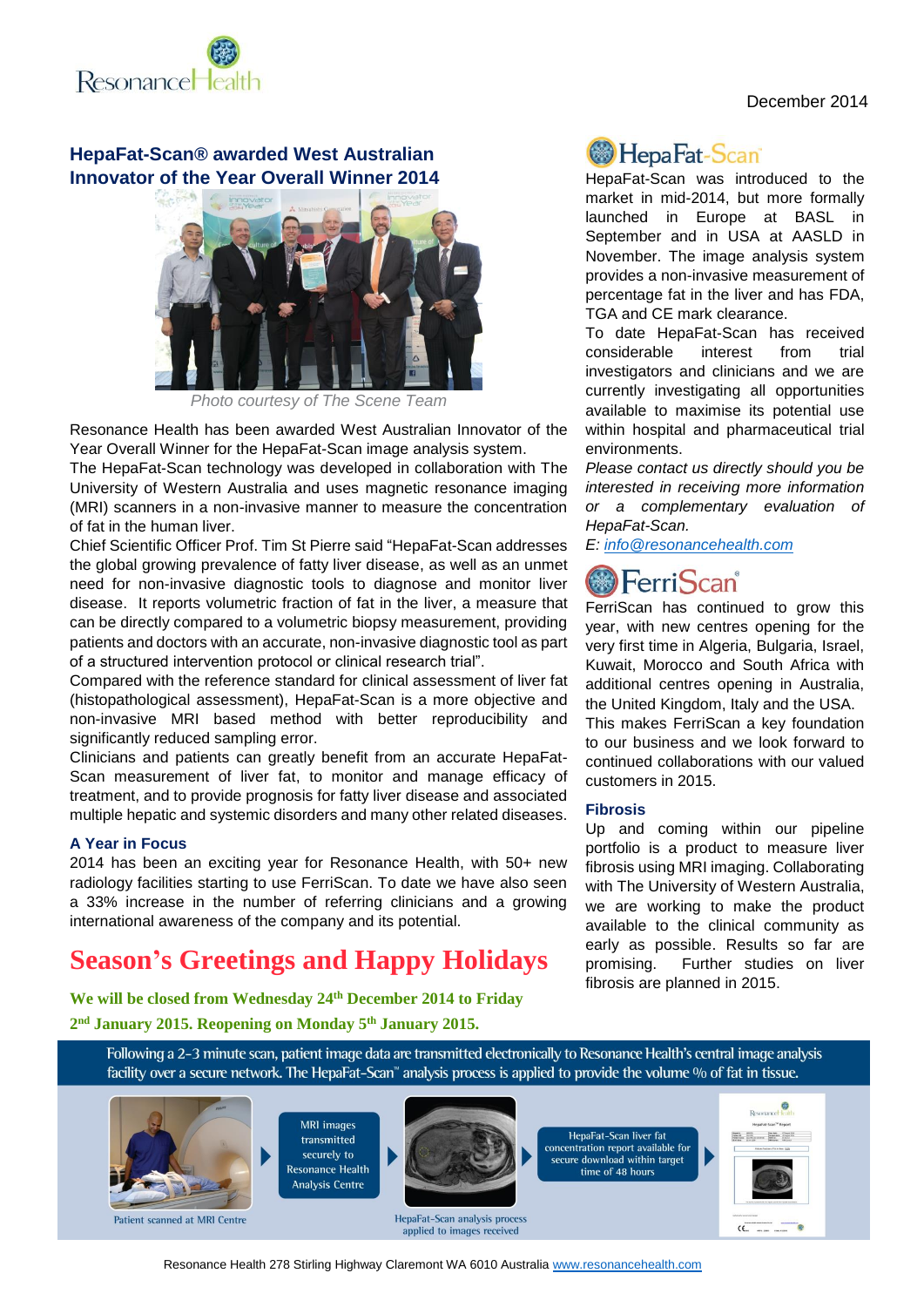December 2014

## HepaFat-Scan® awarded West Australian Innovator of the Year Overall Winner 2014

*Photo courtesy of The Scene Team*

Resonance Health has been awarded West Australian Innovator of the Year Overall Winner for the HepaFat-Scan image analysis system.

The HepaFat-Scan technology was developed in collaboration with The University of Western Australia and uses magnetic resonance imaging (MRI) scanners in a non-invasive manner to measure the concentration of fat in the human liver.

Chief Scientific Officer Prof. Tim St Pierre said "HepaFat-Scan addresses the global growing prevalence of fatty liver disease, as well as an unmet need for non-invasive diagnostic tools to diagnose and monitor liver disease. It reports volumetric fraction of fat in the liver, a measure that can be directly compared to a volumetric biopsy measurement, providing patients and doctors with an accurate, non-invasive diagnostic tool as part of a structured intervention protocol or clinical research trial".

Compared with the reference standard for clinical assessment of liver fat (histopathological assessment), HepaFat-Scan is a more objective and non-invasive MRI based method with better reproducibility and significantly reduced sampling error.

Clinicians and patients can greatly benefit from an accurate HepaFat-Scan measurement of liver fat, to monitor and manage efficacy of treatment, and to provide prognosis for fatty liver disease and associated multiple hepatic and systemic disorders and many other related diseases.

### A Year in Focus

2014 has been an exciting year for Resonance Health, with 50+ new radiology facilities starting to use FerriScan. To date we have also seen a 33% increase in the number of referring clinicians and a growing international awareness of the company and its potential.

## Season's Greetings and Happy Holidays

**We will be closed from Wednesday 24th December 2014 to Friday 2nd January 2015. Reopening on Monday 5th January 2015.**

### HepaFat-Scan

HepaFat-Scan was introduced to the market in mid-2014, but more formally launched in Europe at BASL in September and in USA at AASLD in November. The image analysis system provides a non-invasive measurement of percentage fat in the liver and has FDA, TGA and CE mark clearance.

To date HepaFat-Scan has received considerable interest from trial investigators and clinicians and we are currently investigating all opportunities available to maximise its potential use within hospital and pharmaceutical trial environments.

*Please contact us directly should you be interested in receiving more information or a complementary evaluation of HepaFat-Scan.*

*E: info@resonancehealth.com*

### FerriScan

FerriScan has continued to grow this year, with new centres opening for the very first time in Algeria, Bulgaria, Israel, Kuwait, Morocco and South Africa with additional centres opening in Australia, the United Kingdom, Italy and the USA.

This makes FerriScan a key foundation to our business and we look forward to continued collaborations with our valued customers in 2015.

### Fibrosis

Up and coming within our pipeline portfolio is a product to measure liver fibrosis using MRI imaging. Collaborating with The University of Western Australia, we are working to make the product available to the clinical community as early as possible. Results so far are promising. Further studies on liver fibrosis are planned in 2015.

Following a 2-3 minute scan, patient image data are transmitted electronically to Resonance Health's central image analysis facility over a secure network. The HepaFat-Scan™ analysis process is applied to provide the volume % of fat in tissue.

Patient scanned at MRI Centre → MRI images transmitted securely to Resonance Health Analysis Centre → HepaFat-Scan analysis process applied to images received → HepaFat-Scan liver fat concentration report available for secure download within target time of 48 hours

Resonance Health 278 Stirling Highway Claremont WA 6010 Australia www.resonancehealth.com